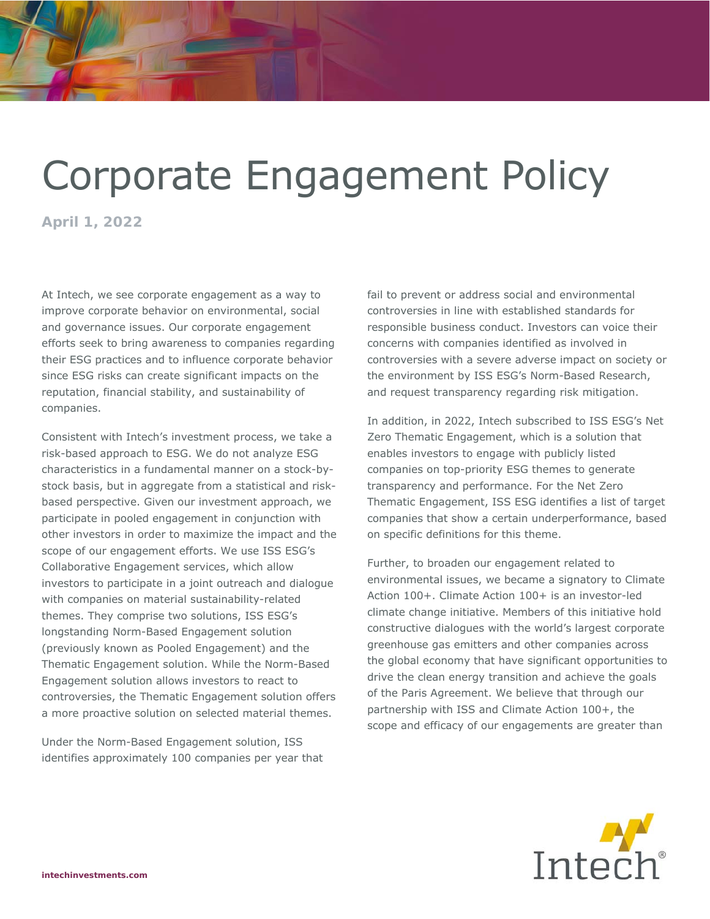# Corporate Engagement Policy

**April 1, 2022**

At Intech, we see corporate engagement as a way to improve corporate behavior on environmental, social and governance issues. Our corporate engagement efforts seek to bring awareness to companies regarding their ESG practices and to influence corporate behavior since ESG risks can create significant impacts on the reputation, financial stability, and sustainability of companies.

Consistent with Intech's investment process, we take a risk-based approach to ESG. We do not analyze ESG characteristics in a fundamental manner on a stock-by-stock basis, but in aggregate from a statistical and risk-based perspective. Given our investment approach, we participate in pooled engagement in conjunction with other investors in order to maximize the impact and the scope of our engagement efforts. We use ISS ESG's Collaborative Engagement services, which allow investors to participate in a joint outreach and dialogue with companies on material sustainability-related themes. They comprise two solutions, ISS ESG's longstanding Norm-Based Engagement solution (previously known as Pooled Engagement) and the Thematic Engagement solution. While the Norm-Based Engagement solution allows investors to react to controversies, the Thematic Engagement solution offers a more proactive solution on selected material themes.

Under the Norm-Based Engagement solution, ISS identifies approximately 100 companies per year that fail to prevent or address social and environmental controversies in line with established standards for responsible business conduct. Investors can voice their concerns with companies identified as involved in controversies with a severe adverse impact on society or the environment by ISS ESG's Norm-Based Research, and request transparency regarding risk mitigation.

In addition, in 2022, Intech subscribed to ISS ESG's Net Zero Thematic Engagement, which is a solution that enables investors to engage with publicly listed companies on top-priority ESG themes to generate transparency and performance. For the Net Zero Thematic Engagement, ISS ESG identifies a list of target companies that show a certain underperformance, based on specific definitions for this theme.

Further, to broaden our engagement related to environmental issues, we became a signatory to Climate Action 100+. Climate Action 100+ is an investor-led climate change initiative. Members of this initiative hold constructive dialogues with the world's largest corporate greenhouse gas emitters and other companies across the global economy that have significant opportunities to drive the clean energy transition and achieve the goals of the Paris Agreement. We believe that through our partnership with ISS and Climate Action 100+, the scope and efficacy of our engagements are greater than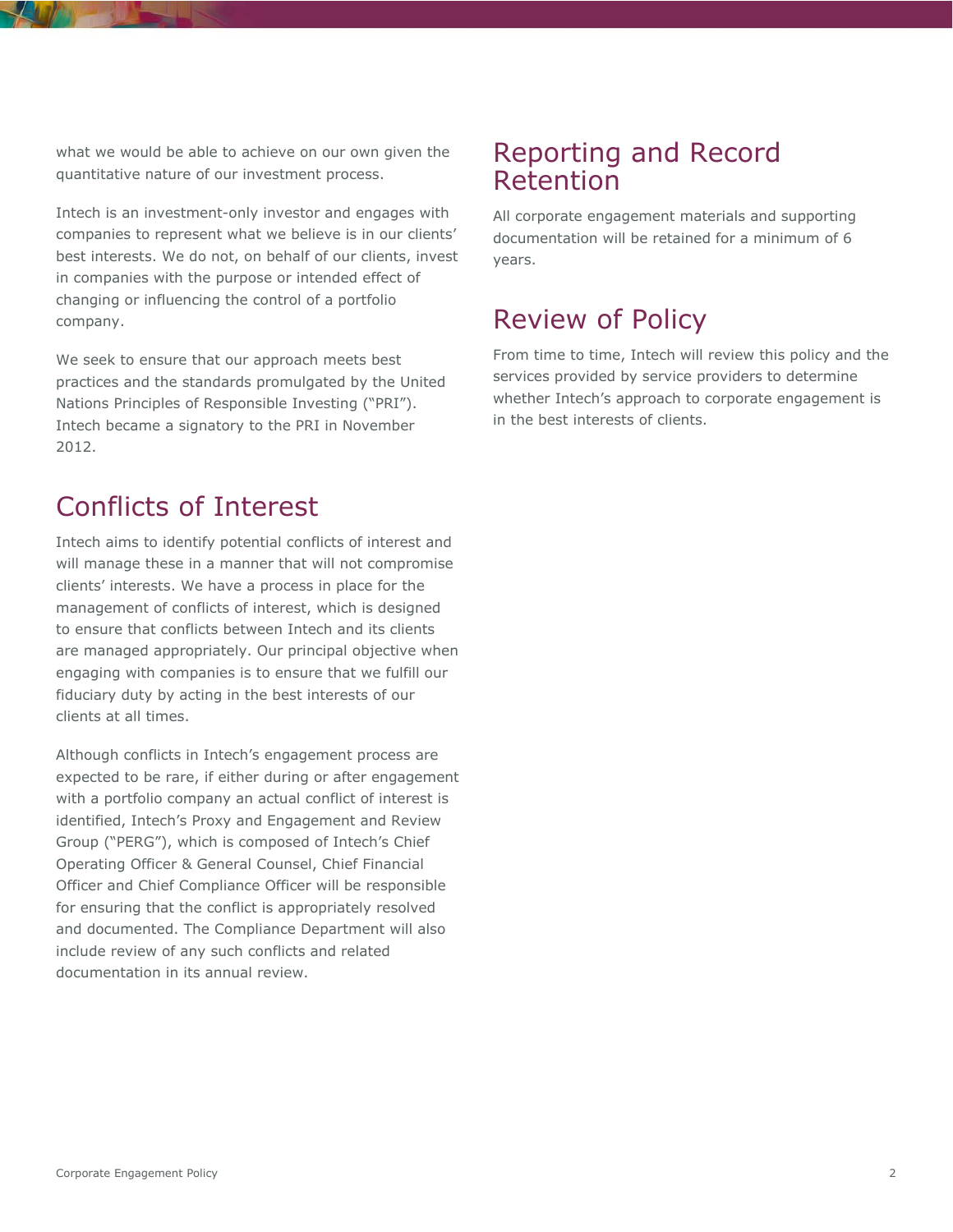what we would be able to achieve on our own given the quantitative nature of our investment process.

Intech is an investment-only investor and engages with companies to represent what we believe is in our clients' best interests. We do not, on behalf of our clients, invest in companies with the purpose or intended effect of changing or influencing the control of a portfolio company.

We seek to ensure that our approach meets best practices and the standards promulgated by the United Nations Principles of Responsible Investing ("PRI"). Intech became a signatory to the PRI in November 2012.

## Conflicts of Interest

Intech aims to identify potential conflicts of interest and will manage these in a manner that will not compromise clients' interests. We have a process in place for the management of conflicts of interest, which is designed to ensure that conflicts between Intech and its clients are managed appropriately. Our principal objective when engaging with companies is to ensure that we fulfill our fiduciary duty by acting in the best interests of our clients at all times.

Although conflicts in Intech's engagement process are expected to be rare, if either during or after engagement with a portfolio company an actual conflict of interest is identified, Intech's Proxy and Engagement and Review Group ("PERG"), which is composed of Intech's Chief Operating Officer & General Counsel, Chief Financial Officer and Chief Compliance Officer will be responsible for ensuring that the conflict is appropriately resolved and documented. The Compliance Department will also include review of any such conflicts and related documentation in its annual review.

## Reporting and Record Retention

All corporate engagement materials and supporting documentation will be retained for a minimum of 6 years.

## Review of Policy

From time to time, Intech will review this policy and the services provided by service providers to determine whether Intech's approach to corporate engagement is in the best interests of clients.